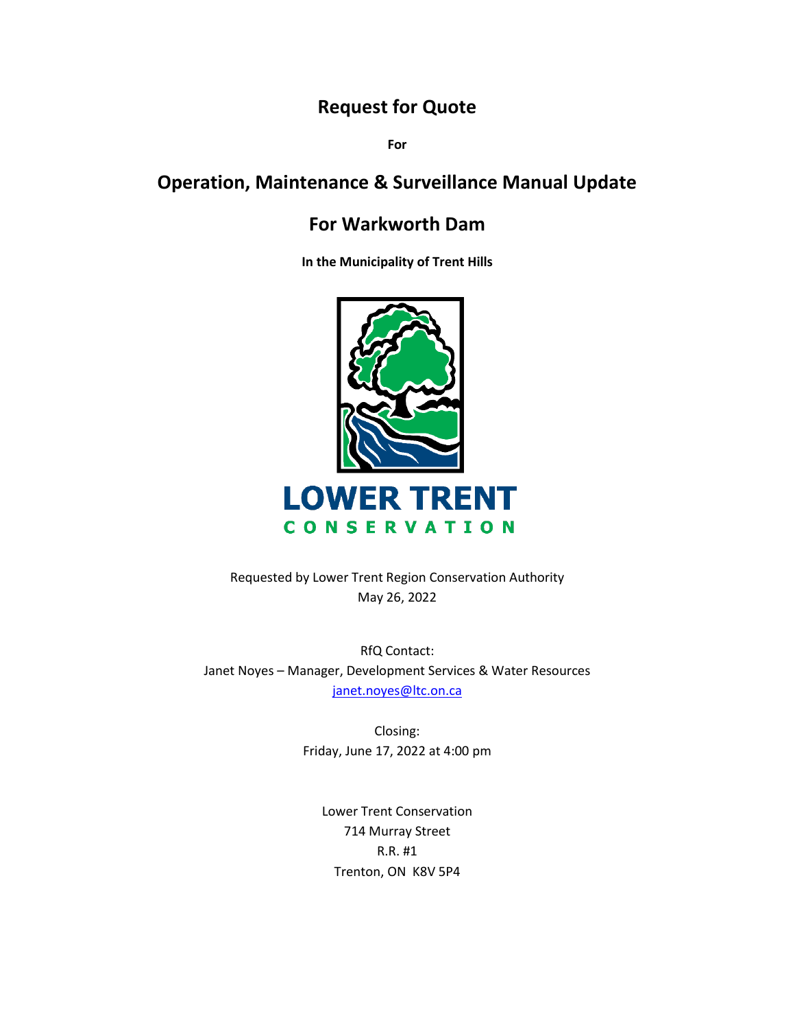# Request for Quote

**For**

# Operation, Maintenance & Surveillance Manual Update

# For Warkworth Dam

**In the Municipality of Trent Hills**

LOWER TRENT
CONSERVATION

Requested by Lower Trent Region Conservation Authority
May 26, 2022

RfQ Contact:
Janet Noyes – Manager, Development Services & Water Resources
janet.noyes@ltc.on.ca

Closing:
Friday, June 17, 2022 at 4:00 pm

Lower Trent Conservation
714 Murray Street
R.R. #1
Trenton, ON K8V 5P4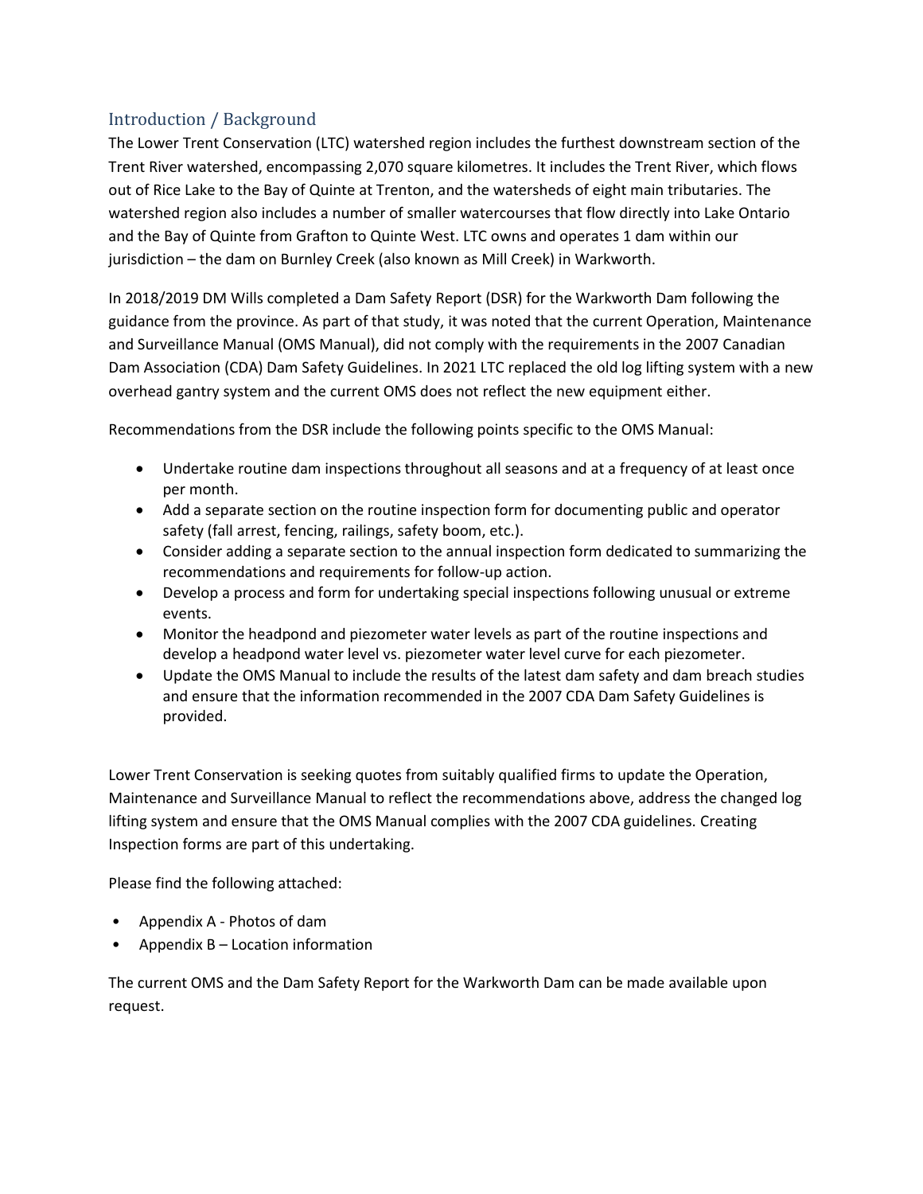## Introduction / Background

The Lower Trent Conservation (LTC) watershed region includes the furthest downstream section of the Trent River watershed, encompassing 2,070 square kilometres. It includes the Trent River, which flows out of Rice Lake to the Bay of Quinte at Trenton, and the watersheds of eight main tributaries. The watershed region also includes a number of smaller watercourses that flow directly into Lake Ontario and the Bay of Quinte from Grafton to Quinte West. LTC owns and operates 1 dam within our jurisdiction – the dam on Burnley Creek (also known as Mill Creek) in Warkworth.

In 2018/2019 DM Wills completed a Dam Safety Report (DSR) for the Warkworth Dam following the guidance from the province. As part of that study, it was noted that the current Operation, Maintenance and Surveillance Manual (OMS Manual), did not comply with the requirements in the 2007 Canadian Dam Association (CDA) Dam Safety Guidelines. In 2021 LTC replaced the old log lifting system with a new overhead gantry system and the current OMS does not reflect the new equipment either.

Recommendations from the DSR include the following points specific to the OMS Manual:

- Undertake routine dam inspections throughout all seasons and at a frequency of at least once per month.
- Add a separate section on the routine inspection form for documenting public and operator safety (fall arrest, fencing, railings, safety boom, etc.).
- Consider adding a separate section to the annual inspection form dedicated to summarizing the recommendations and requirements for follow-up action.
- Develop a process and form for undertaking special inspections following unusual or extreme events.
- Monitor the headpond and piezometer water levels as part of the routine inspections and develop a headpond water level vs. piezometer water level curve for each piezometer.
- Update the OMS Manual to include the results of the latest dam safety and dam breach studies and ensure that the information recommended in the 2007 CDA Dam Safety Guidelines is provided.

Lower Trent Conservation is seeking quotes from suitably qualified firms to update the Operation, Maintenance and Surveillance Manual to reflect the recommendations above, address the changed log lifting system and ensure that the OMS Manual complies with the 2007 CDA guidelines. Creating Inspection forms are part of this undertaking.

Please find the following attached:

- Appendix A - Photos of dam
- Appendix B – Location information

The current OMS and the Dam Safety Report for the Warkworth Dam can be made available upon request.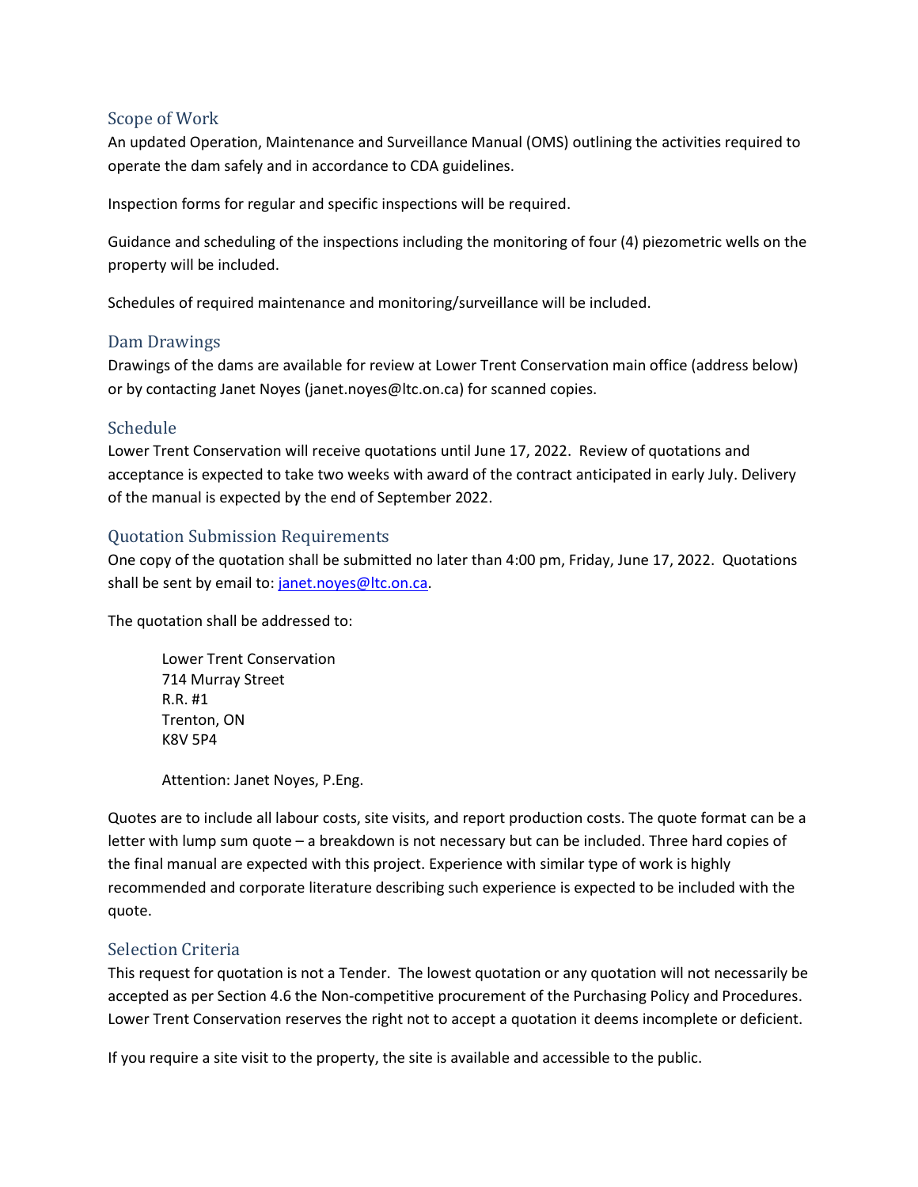## Scope of Work

An updated Operation, Maintenance and Surveillance Manual (OMS) outlining the activities required to operate the dam safely and in accordance to CDA guidelines.

Inspection forms for regular and specific inspections will be required.

Guidance and scheduling of the inspections including the monitoring of four (4) piezometric wells on the property will be included.

Schedules of required maintenance and monitoring/surveillance will be included.

## Dam Drawings

Drawings of the dams are available for review at Lower Trent Conservation main office (address below) or by contacting Janet Noyes (janet.noyes@ltc.on.ca) for scanned copies.

## Schedule

Lower Trent Conservation will receive quotations until June 17, 2022. Review of quotations and acceptance is expected to take two weeks with award of the contract anticipated in early July. Delivery of the manual is expected by the end of September 2022.

## Quotation Submission Requirements

One copy of the quotation shall be submitted no later than 4:00 pm, Friday, June 17, 2022. Quotations shall be sent by email to: janet.noyes@ltc.on.ca.

The quotation shall be addressed to:

> Lower Trent Conservation
> 714 Murray Street
> R.R. #1
> Trenton, ON
> K8V 5P4
>
> Attention: Janet Noyes, P.Eng.

Quotes are to include all labour costs, site visits, and report production costs. The quote format can be a letter with lump sum quote – a breakdown is not necessary but can be included. Three hard copies of the final manual are expected with this project. Experience with similar type of work is highly recommended and corporate literature describing such experience is expected to be included with the quote.

## Selection Criteria

This request for quotation is not a Tender. The lowest quotation or any quotation will not necessarily be accepted as per Section 4.6 the Non-competitive procurement of the Purchasing Policy and Procedures. Lower Trent Conservation reserves the right not to accept a quotation it deems incomplete or deficient.

If you require a site visit to the property, the site is available and accessible to the public.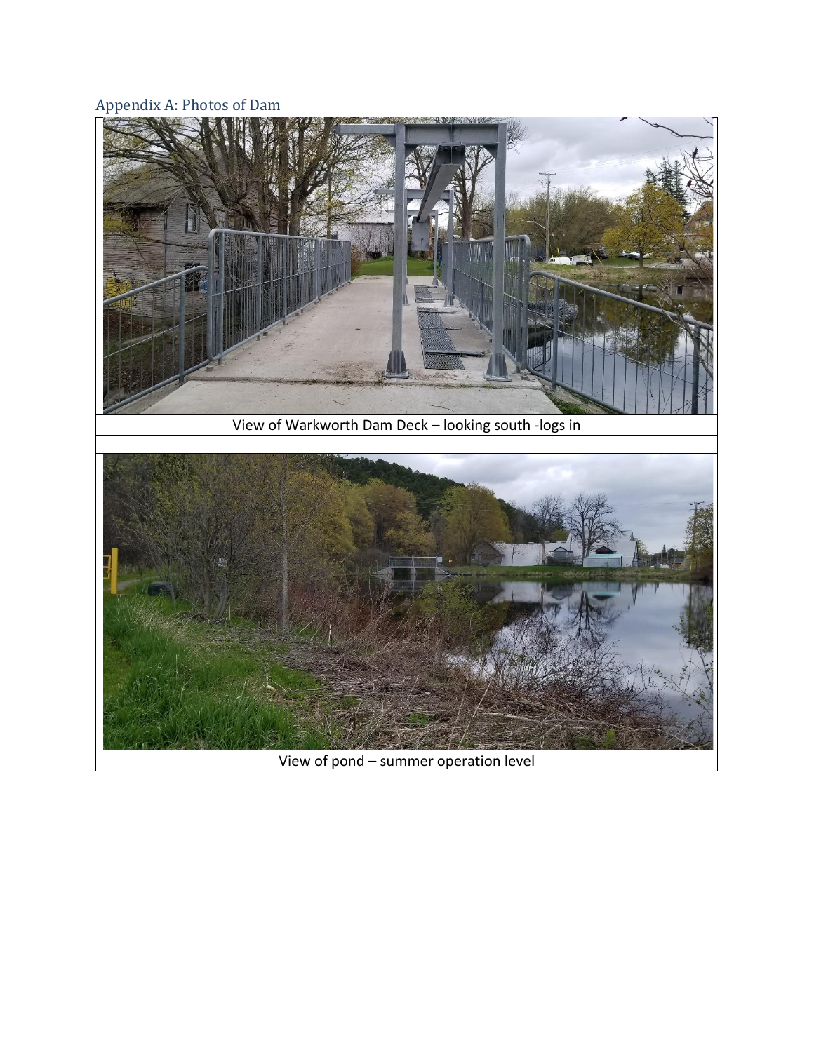## Appendix A: Photos of Dam

View of Warkworth Dam Deck – looking south -logs in

View of pond – summer operation level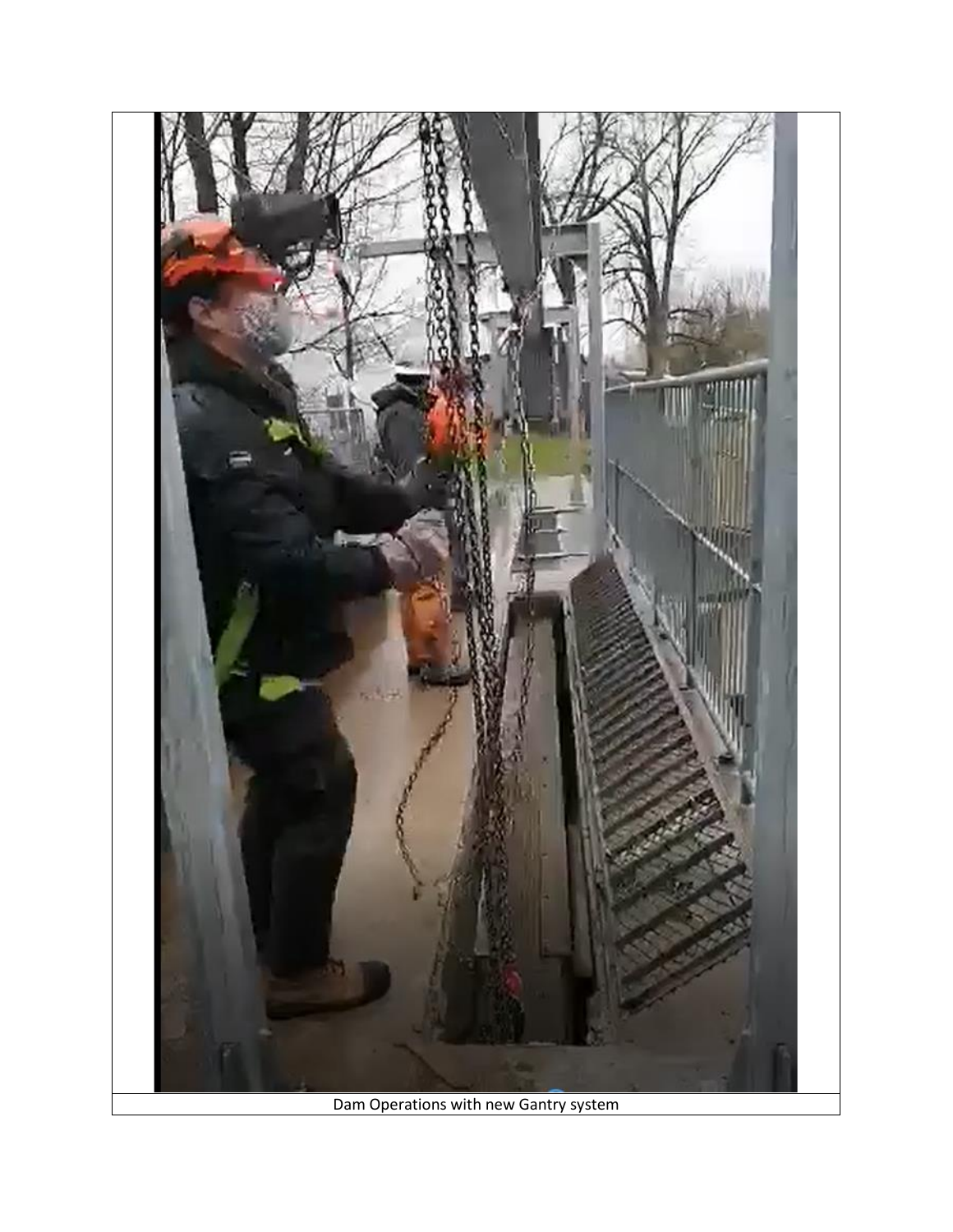Dam Operations with new Gantry system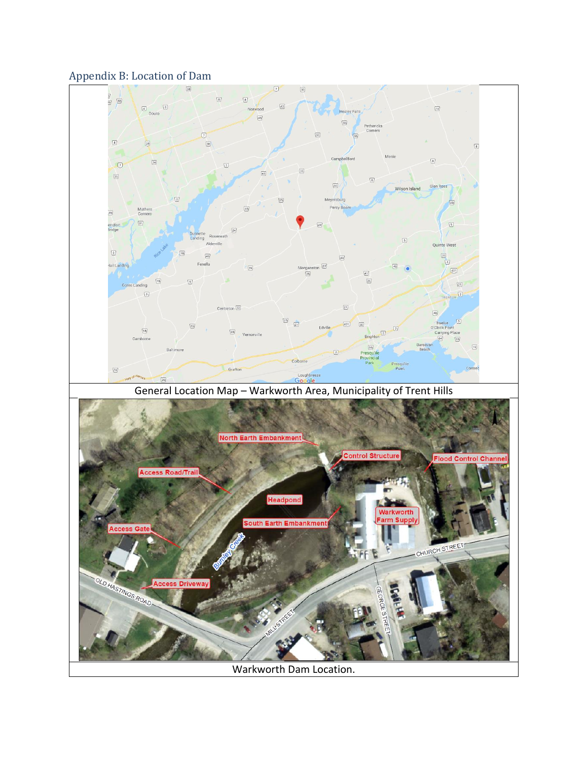## Appendix B: Location of Dam

General Location Map – Warkworth Area, Municipality of Trent Hills

Warkworth Dam Location.